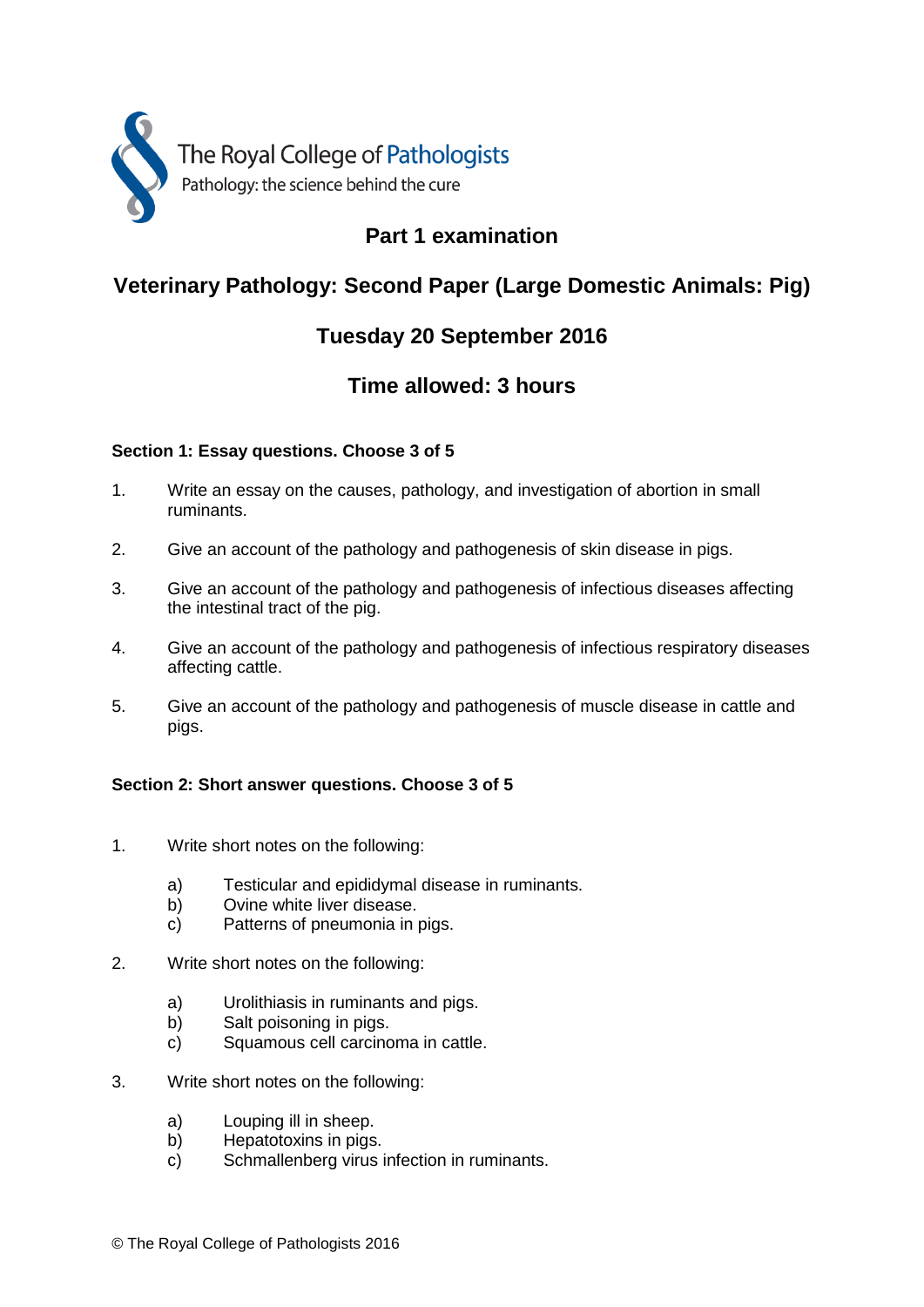The Royal College of Pathologists
Pathology: the science behind the cure

# Part 1 examination

## Veterinary Pathology: Second Paper (Large Domestic Animals: Pig)

## Tuesday 20 September 2016

## Time allowed: 3 hours

**Section 1: Essay questions. Choose 3 of 5**

1. Write an essay on the causes, pathology, and investigation of abortion in small ruminants.

2. Give an account of the pathology and pathogenesis of skin disease in pigs.

3. Give an account of the pathology and pathogenesis of infectious diseases affecting the intestinal tract of the pig.

4. Give an account of the pathology and pathogenesis of infectious respiratory diseases affecting cattle.

5. Give an account of the pathology and pathogenesis of muscle disease in cattle and pigs.

**Section 2: Short answer questions. Choose 3 of 5**

1. Write short notes on the following:

   a) Testicular and epididymal disease in ruminants.
   b) Ovine white liver disease.
   c) Patterns of pneumonia in pigs.

2. Write short notes on the following:

   a) Urolithiasis in ruminants and pigs.
   b) Salt poisoning in pigs.
   c) Squamous cell carcinoma in cattle.

3. Write short notes on the following:

   a) Louping ill in sheep.
   b) Hepatotoxins in pigs.
   c) Schmallenberg virus infection in ruminants.

© The Royal College of Pathologists 2016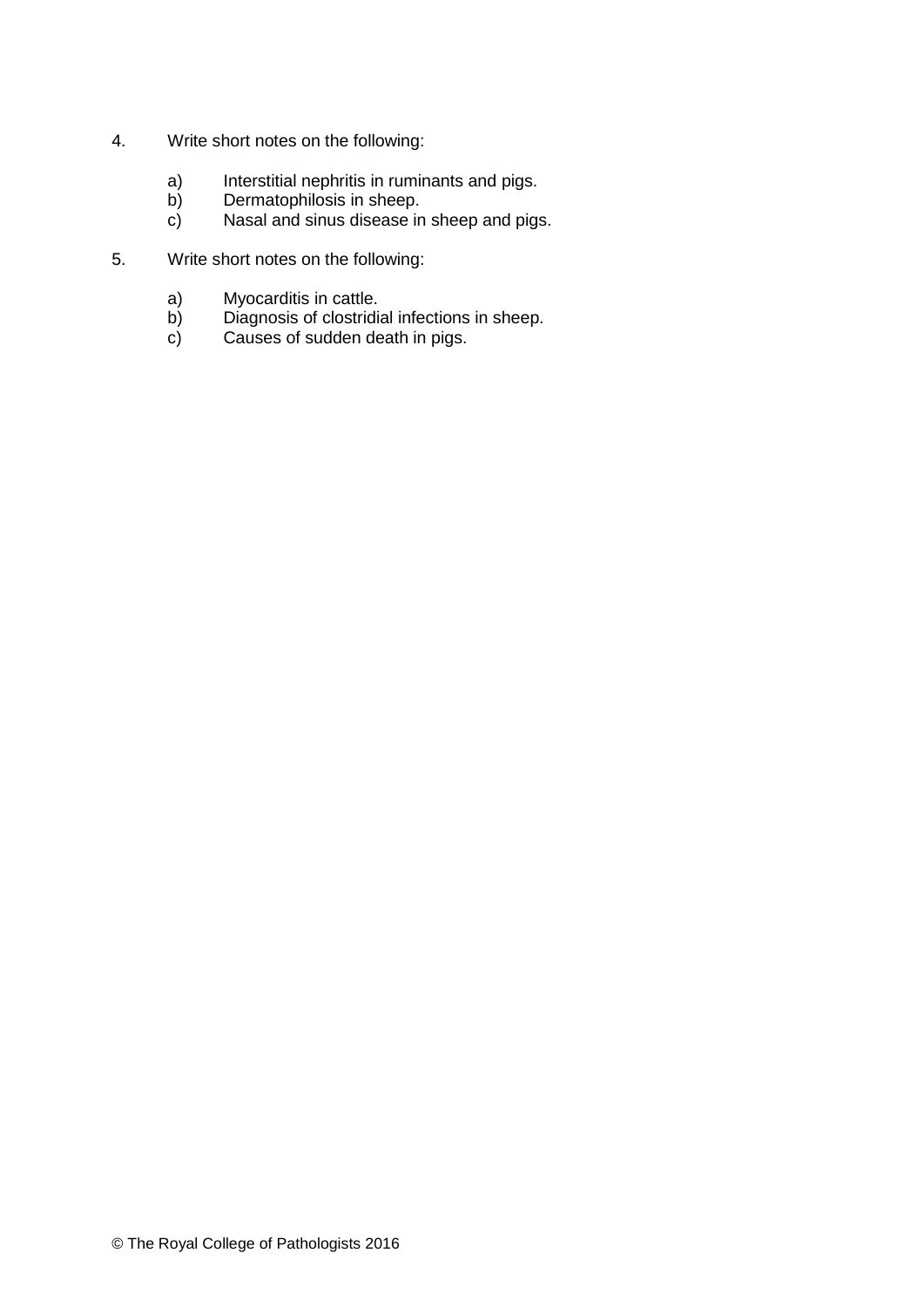4. Write short notes on the following:

   a) Interstitial nephritis in ruminants and pigs.
   b) Dermatophilosis in sheep.
   c) Nasal and sinus disease in sheep and pigs.

5. Write short notes on the following:

   a) Myocarditis in cattle.
   b) Diagnosis of clostridial infections in sheep.
   c) Causes of sudden death in pigs.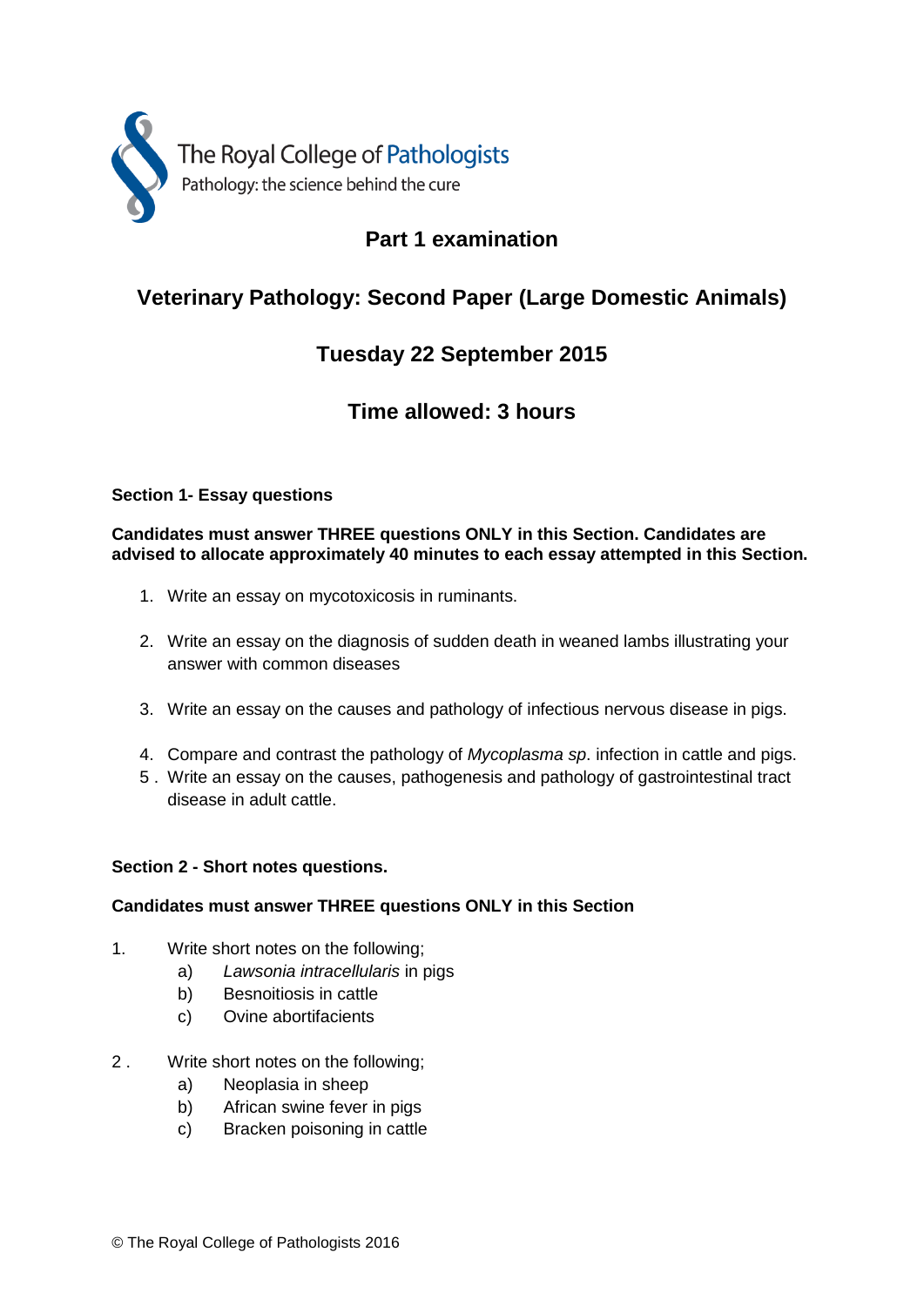The Royal College of Pathologists

Pathology: the science behind the cure

# Part 1 examination

## Veterinary Pathology: Second Paper (Large Domestic Animals)

## Tuesday 22 September 2015

## Time allowed: 3 hours

**Section 1- Essay questions**

**Candidates must answer THREE questions ONLY in this Section. Candidates are advised to allocate approximately 40 minutes to each essay attempted in this Section.**

1. Write an essay on mycotoxicosis in ruminants.

2. Write an essay on the diagnosis of sudden death in weaned lambs illustrating your answer with common diseases

3. Write an essay on the causes and pathology of infectious nervous disease in pigs.

4. Compare and contrast the pathology of *Mycoplasma sp.* infection in cattle and pigs.
5. Write an essay on the causes, pathogenesis and pathology of gastrointestinal tract disease in adult cattle.

**Section 2 - Short notes questions.**

**Candidates must answer THREE questions ONLY in this Section**

1. Write short notes on the following;
   a) *Lawsonia intracellularis* in pigs
   b) Besnoitiosis in cattle
   c) Ovine abortifacients

2. Write short notes on the following;
   a) Neoplasia in sheep
   b) African swine fever in pigs
   c) Bracken poisoning in cattle

© The Royal College of Pathologists 2016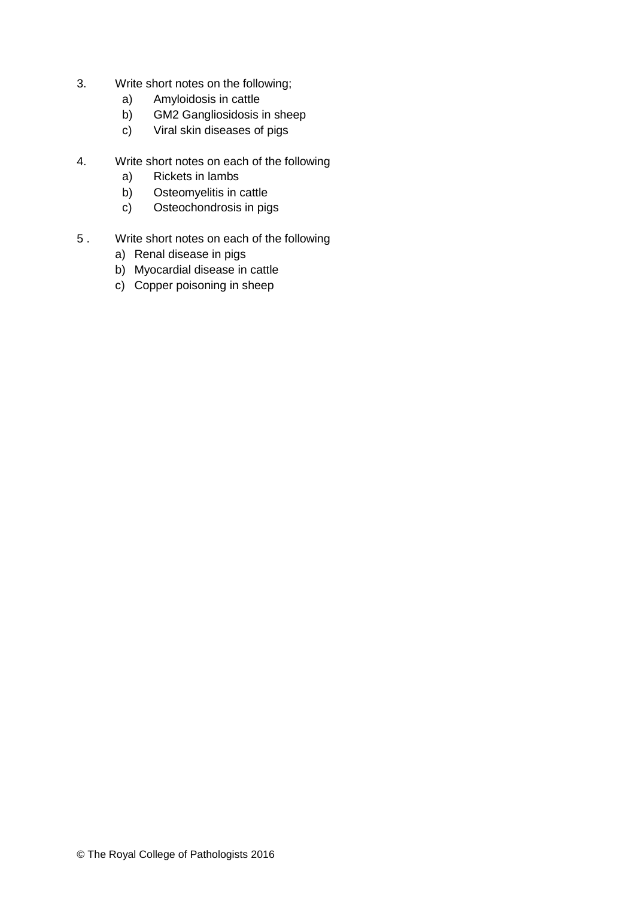3. Write short notes on the following;
   a) Amyloidosis in cattle
   b) GM2 Gangliosidosis in sheep
   c) Viral skin diseases of pigs

4. Write short notes on each of the following
   a) Rickets in lambs
   b) Osteomyelitis in cattle
   c) Osteochondrosis in pigs

5 . Write short notes on each of the following
   a) Renal disease in pigs
   b) Myocardial disease in cattle
   c) Copper poisoning in sheep

© The Royal College of Pathologists 2016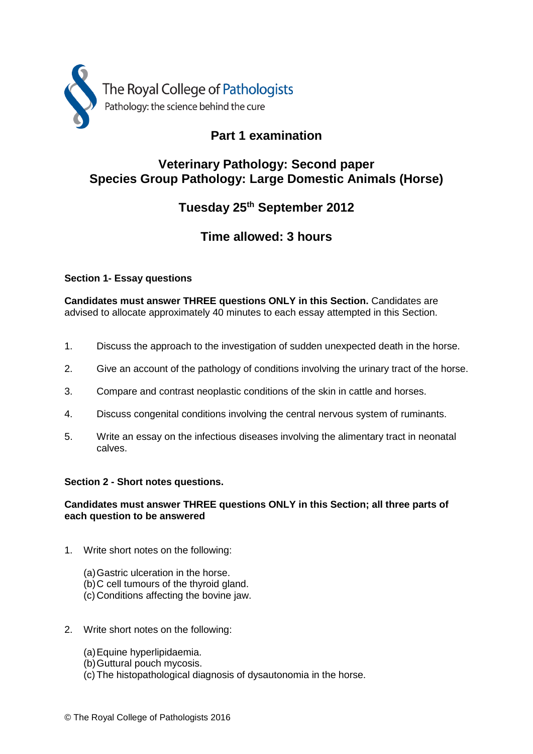The Royal College of Pathologists
Pathology: the science behind the cure

# Part 1 examination

## Veterinary Pathology: Second paper
## Species Group Pathology: Large Domestic Animals (Horse)

## Tuesday 25th September 2012

## Time allowed: 3 hours

**Section 1- Essay questions**

**Candidates must answer THREE questions ONLY in this Section.** Candidates are advised to allocate approximately 40 minutes to each essay attempted in this Section.

1. Discuss the approach to the investigation of sudden unexpected death in the horse.
2. Give an account of the pathology of conditions involving the urinary tract of the horse.
3. Compare and contrast neoplastic conditions of the skin in cattle and horses.
4. Discuss congenital conditions involving the central nervous system of ruminants.
5. Write an essay on the infectious diseases involving the alimentary tract in neonatal calves.

**Section 2 - Short notes questions.**

**Candidates must answer THREE questions ONLY in this Section; all three parts of each question to be answered**

1. Write short notes on the following:

   (a) Gastric ulceration in the horse.
   (b) C cell tumours of the thyroid gland.
   (c) Conditions affecting the bovine jaw.

2. Write short notes on the following:

   (a) Equine hyperlipidaemia.
   (b) Guttural pouch mycosis.
   (c) The histopathological diagnosis of dysautonomia in the horse.

© The Royal College of Pathologists 2016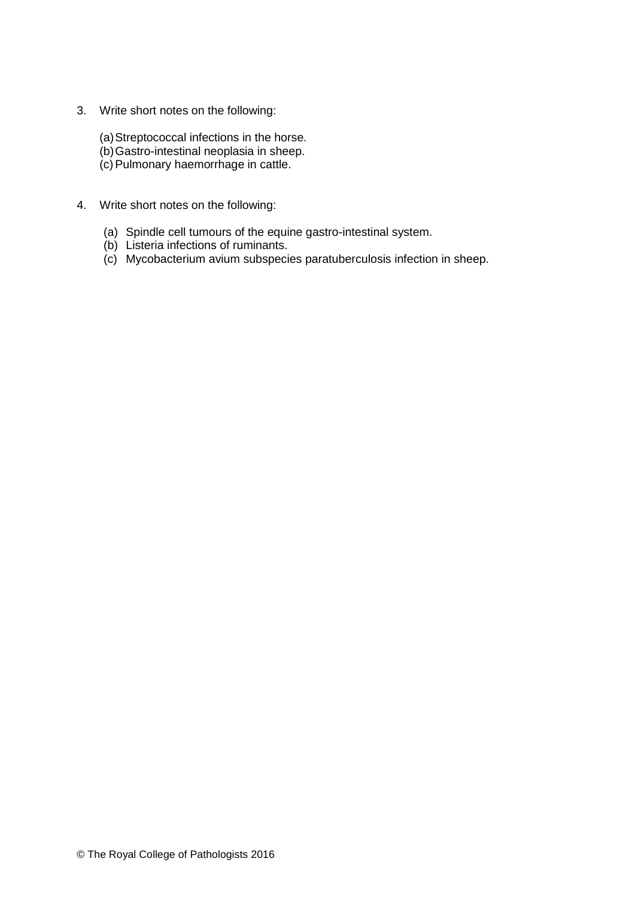3. Write short notes on the following:

   (a) Streptococcal infections in the horse.
   (b) Gastro-intestinal neoplasia in sheep.
   (c) Pulmonary haemorrhage in cattle.

4. Write short notes on the following:

   (a) Spindle cell tumours of the equine gastro-intestinal system.
   (b) Listeria infections of ruminants.
   (c) Mycobacterium avium subspecies paratuberculosis infection in sheep.

© The Royal College of Pathologists 2016